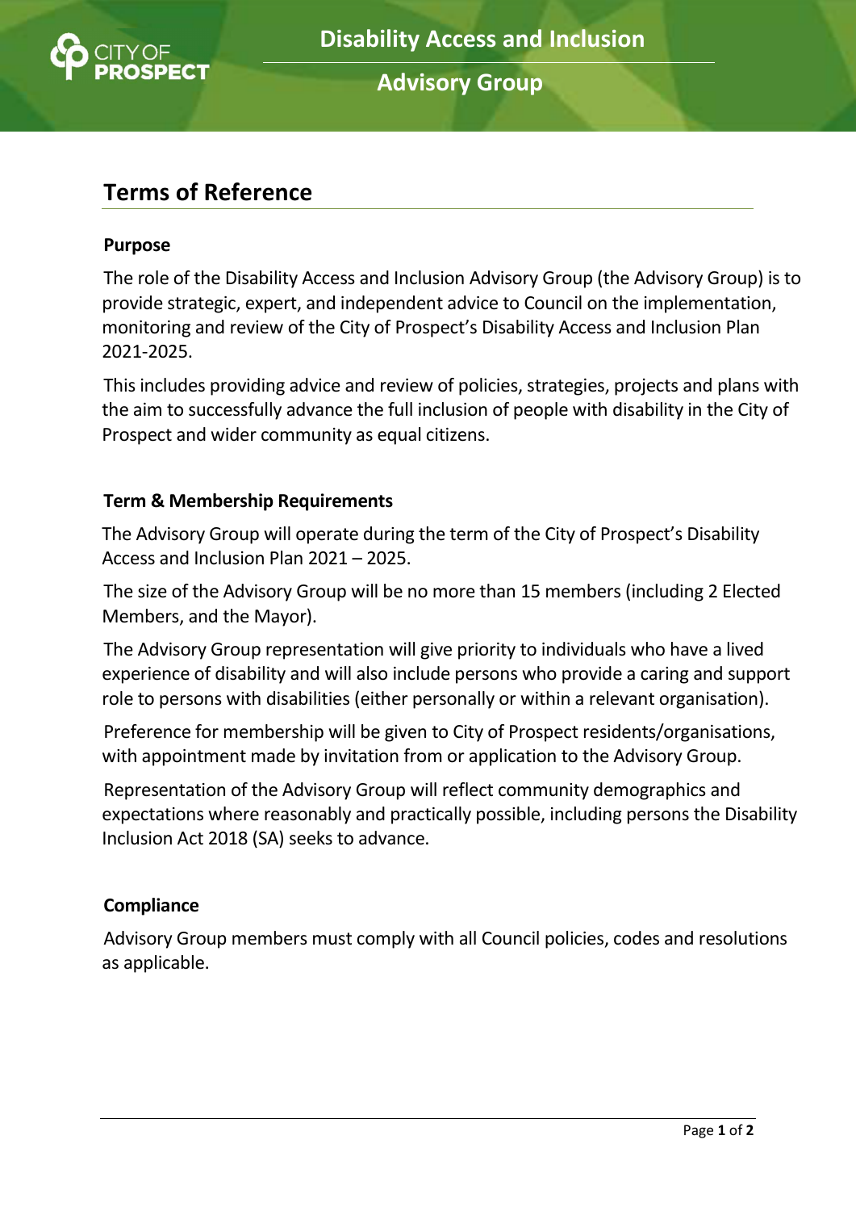# Disability Access and Inclusion Advisory Group

## Terms of Reference

### Purpose

The role of the Disability Access and Inclusion Advisory Group (the Advisory Group) is to provide strategic, expert, and independent advice to Council on the implementation, monitoring and review of the City of Prospect's Disability Access and Inclusion Plan 2021-2025.

This includes providing advice and review of policies, strategies, projects and plans with the aim to successfully advance the full inclusion of people with disability in the City of Prospect and wider community as equal citizens.

### Term & Membership Requirements

The Advisory Group will operate during the term of the City of Prospect's Disability Access and Inclusion Plan 2021 – 2025.

The size of the Advisory Group will be no more than 15 members (including 2 Elected Members, and the Mayor).

The Advisory Group representation will give priority to individuals who have a lived experience of disability and will also include persons who provide a caring and support role to persons with disabilities (either personally or within a relevant organisation).

Preference for membership will be given to City of Prospect residents/organisations, with appointment made by invitation from or application to the Advisory Group.

Representation of the Advisory Group will reflect community demographics and expectations where reasonably and practically possible, including persons the Disability Inclusion Act 2018 (SA) seeks to advance.

### Compliance

Advisory Group members must comply with all Council policies, codes and resolutions as applicable.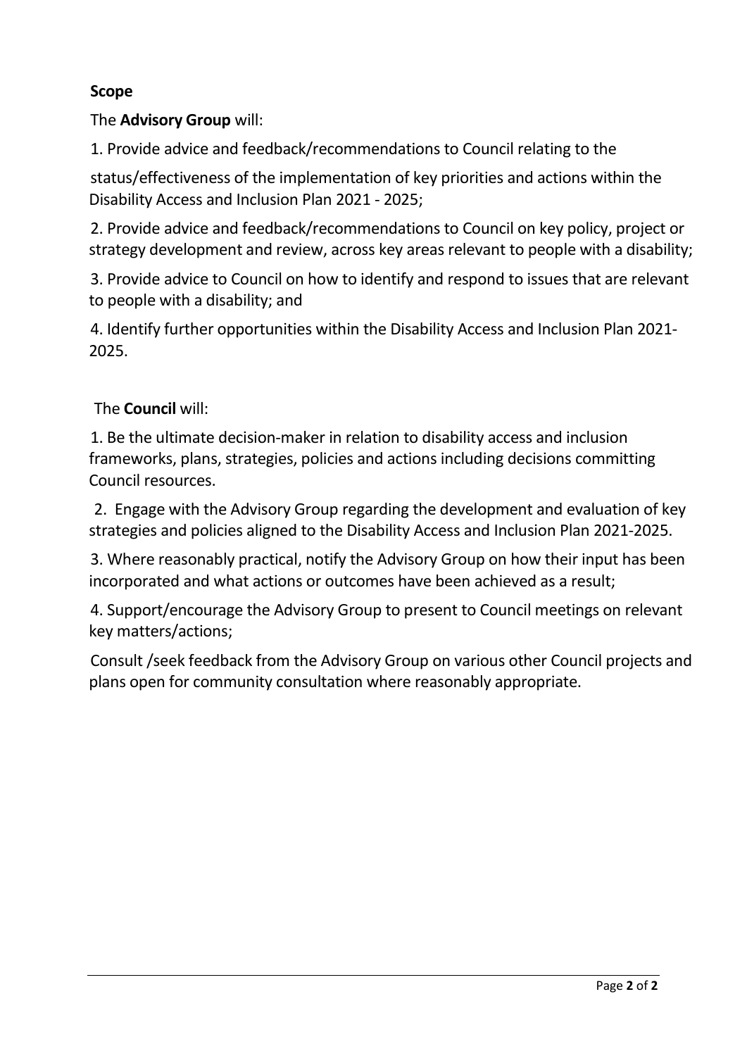**Scope**

The **Advisory Group** will:

1. Provide advice and feedback/recommendations to Council relating to the status/effectiveness of the implementation of key priorities and actions within the Disability Access and Inclusion Plan 2021 - 2025;

2. Provide advice and feedback/recommendations to Council on key policy, project or strategy development and review, across key areas relevant to people with a disability;

3. Provide advice to Council on how to identify and respond to issues that are relevant to people with a disability; and

4. Identify further opportunities within the Disability Access and Inclusion Plan 2021-2025.

The **Council** will:

1. Be the ultimate decision-maker in relation to disability access and inclusion frameworks, plans, strategies, policies and actions including decisions committing Council resources.

2. Engage with the Advisory Group regarding the development and evaluation of key strategies and policies aligned to the Disability Access and Inclusion Plan 2021-2025.

3. Where reasonably practical, notify the Advisory Group on how their input has been incorporated and what actions or outcomes have been achieved as a result;

4. Support/encourage the Advisory Group to present to Council meetings on relevant key matters/actions;

Consult /seek feedback from the Advisory Group on various other Council projects and plans open for community consultation where reasonably appropriate.